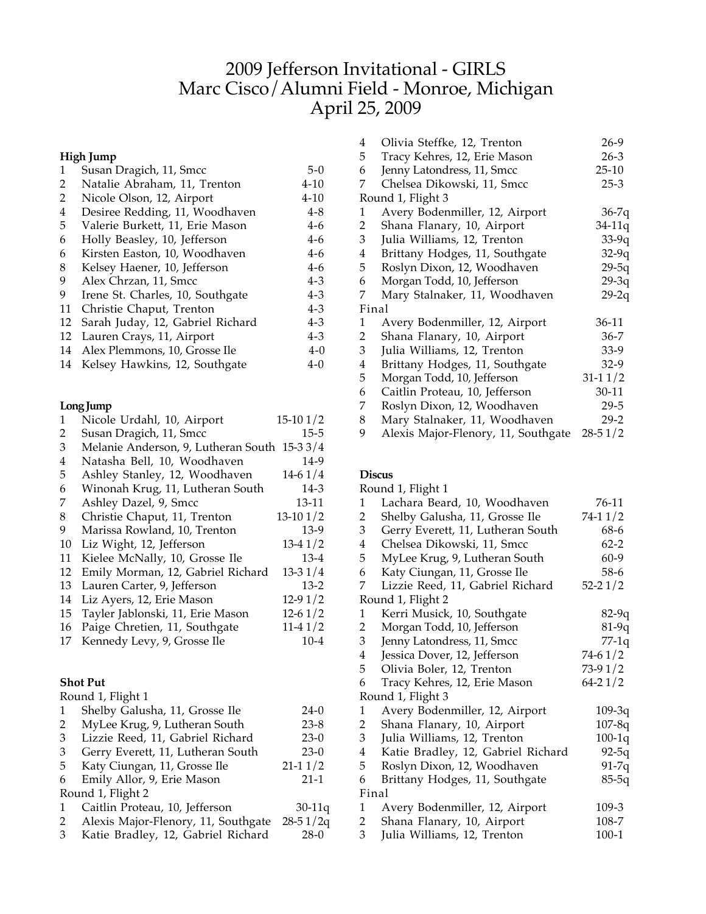# 2009 Jefferson Invitational - GIRLS
# Marc Cisco/Alumni Field - Monroe, Michigan
# April 25, 2009

### High Jump

| Place | Name | Mark |
|---|---|---|
| 1 | Susan Dragich, 11, Smcc | 5-0 |
| 2 | Natalie Abraham, 11, Trenton | 4-10 |
| 2 | Nicole Olson, 12, Airport | 4-10 |
| 4 | Desiree Redding, 11, Woodhaven | 4-8 |
| 5 | Valerie Burkett, 11, Erie Mason | 4-6 |
| 6 | Holly Beasley, 10, Jefferson | 4-6 |
| 6 | Kirsten Easton, 10, Woodhaven | 4-6 |
| 8 | Kelsey Haener, 10, Jefferson | 4-6 |
| 9 | Alex Chrzan, 11, Smcc | 4-3 |
| 9 | Irene St. Charles, 10, Southgate | 4-3 |
| 11 | Christie Chaput, Trenton | 4-3 |
| 12 | Sarah Juday, 12, Gabriel Richard | 4-3 |
| 12 | Lauren Crays, 11, Airport | 4-3 |
| 14 | Alex Plemmons, 10, Grosse Ile | 4-0 |
| 14 | Kelsey Hawkins, 12, Southgate | 4-0 |

### Long Jump

| Place | Name | Mark |
|---|---|---|
| 1 | Nicole Urdahl, 10, Airport | 15-10 1/2 |
| 2 | Susan Dragich, 11, Smcc | 15-5 |
| 3 | Melanie Anderson, 9, Lutheran South | 15-3 3/4 |
| 4 | Natasha Bell, 10, Woodhaven | 14-9 |
| 5 | Ashley Stanley, 12, Woodhaven | 14-6 1/4 |
| 6 | Winonah Krug, 11, Lutheran South | 14-3 |
| 7 | Ashley Dazel, 9, Smcc | 13-11 |
| 8 | Christie Chaput, 11, Trenton | 13-10 1/2 |
| 9 | Marissa Rowland, 10, Trenton | 13-9 |
| 10 | Liz Wight, 12, Jefferson | 13-4 1/2 |
| 11 | Kielee McNally, 10, Grosse Ile | 13-4 |
| 12 | Emily Morman, 12, Gabriel Richard | 13-3 1/4 |
| 13 | Lauren Carter, 9, Jefferson | 13-2 |
| 14 | Liz Ayers, 12, Erie Mason | 12-9 1/2 |
| 15 | Tayler Jablonski, 11, Erie Mason | 12-6 1/2 |
| 16 | Paige Chretien, 11, Southgate | 11-4 1/2 |
| 17 | Kennedy Levy, 9, Grosse Ile | 10-4 |

### Shot Put

Round 1, Flight 1

| Place | Name | Mark |
|---|---|---|
| 1 | Shelby Galusha, 11, Grosse Ile | 24-0 |
| 2 | MyLee Krug, 9, Lutheran South | 23-8 |
| 3 | Lizzie Reed, 11, Gabriel Richard | 23-0 |
| 3 | Gerry Everett, 11, Lutheran South | 23-0 |
| 5 | Katy Ciungan, 11, Grosse Ile | 21-1 1/2 |
| 6 | Emily Allor, 9, Erie Mason | 21-1 |

Round 1, Flight 2

| Place | Name | Mark |
|---|---|---|
| 1 | Caitlin Proteau, 10, Jefferson | 30-11q |
| 2 | Alexis Major-Flenory, 11, Southgate | 28-5 1/2q |
| 3 | Katie Bradley, 12, Gabriel Richard | 28-0 |
| 4 | Olivia Steffke, 12, Trenton | 26-9 |
| 5 | Tracy Kehres, 12, Erie Mason | 26-3 |
| 6 | Jenny Latondress, 11, Smcc | 25-10 |
| 7 | Chelsea Dikowski, 11, Smcc | 25-3 |

Round 1, Flight 3

| Place | Name | Mark |
|---|---|---|
| 1 | Avery Bodenmiller, 12, Airport | 36-7q |
| 2 | Shana Flanary, 10, Airport | 34-11q |
| 3 | Julia Williams, 12, Trenton | 33-9q |
| 4 | Brittany Hodges, 11, Southgate | 32-9q |
| 5 | Roslyn Dixon, 12, Woodhaven | 29-5q |
| 6 | Morgan Todd, 10, Jefferson | 29-3q |
| 7 | Mary Stalnaker, 11, Woodhaven | 29-2q |

Final

| Place | Name | Mark |
|---|---|---|
| 1 | Avery Bodenmiller, 12, Airport | 36-11 |
| 2 | Shana Flanary, 10, Airport | 36-7 |
| 3 | Julia Williams, 12, Trenton | 33-9 |
| 4 | Brittany Hodges, 11, Southgate | 32-9 |
| 5 | Morgan Todd, 10, Jefferson | 31-1 1/2 |
| 6 | Caitlin Proteau, 10, Jefferson | 30-11 |
| 7 | Roslyn Dixon, 12, Woodhaven | 29-5 |
| 8 | Mary Stalnaker, 11, Woodhaven | 29-2 |
| 9 | Alexis Major-Flenory, 11, Southgate | 28-5 1/2 |

### Discus

Round 1, Flight 1

| Place | Name | Mark |
|---|---|---|
| 1 | Lachara Beard, 10, Woodhaven | 76-11 |
| 2 | Shelby Galusha, 11, Grosse Ile | 74-1 1/2 |
| 3 | Gerry Everett, 11, Lutheran South | 68-6 |
| 4 | Chelsea Dikowski, 11, Smcc | 62-2 |
| 5 | MyLee Krug, 9, Lutheran South | 60-9 |
| 6 | Katy Ciungan, 11, Grosse Ile | 58-6 |
| 7 | Lizzie Reed, 11, Gabriel Richard | 52-2 1/2 |

Round 1, Flight 2

| Place | Name | Mark |
|---|---|---|
| 1 | Kerri Musick, 10, Southgate | 82-9q |
| 2 | Morgan Todd, 10, Jefferson | 81-9q |
| 3 | Jenny Latondress, 11, Smcc | 77-1q |
| 4 | Jessica Dover, 12, Jefferson | 74-6 1/2 |
| 5 | Olivia Boler, 12, Trenton | 73-9 1/2 |
| 6 | Tracy Kehres, 12, Erie Mason | 64-2 1/2 |

Round 1, Flight 3

| Place | Name | Mark |
|---|---|---|
| 1 | Avery Bodenmiller, 12, Airport | 109-3q |
| 2 | Shana Flanary, 10, Airport | 107-8q |
| 3 | Julia Williams, 12, Trenton | 100-1q |
| 4 | Katie Bradley, 12, Gabriel Richard | 92-5q |
| 5 | Roslyn Dixon, 12, Woodhaven | 91-7q |
| 6 | Brittany Hodges, 11, Southgate | 85-5q |

Final

| Place | Name | Mark |
|---|---|---|
| 1 | Avery Bodenmiller, 12, Airport | 109-3 |
| 2 | Shana Flanary, 10, Airport | 108-7 |
| 3 | Julia Williams, 12, Trenton | 100-1 |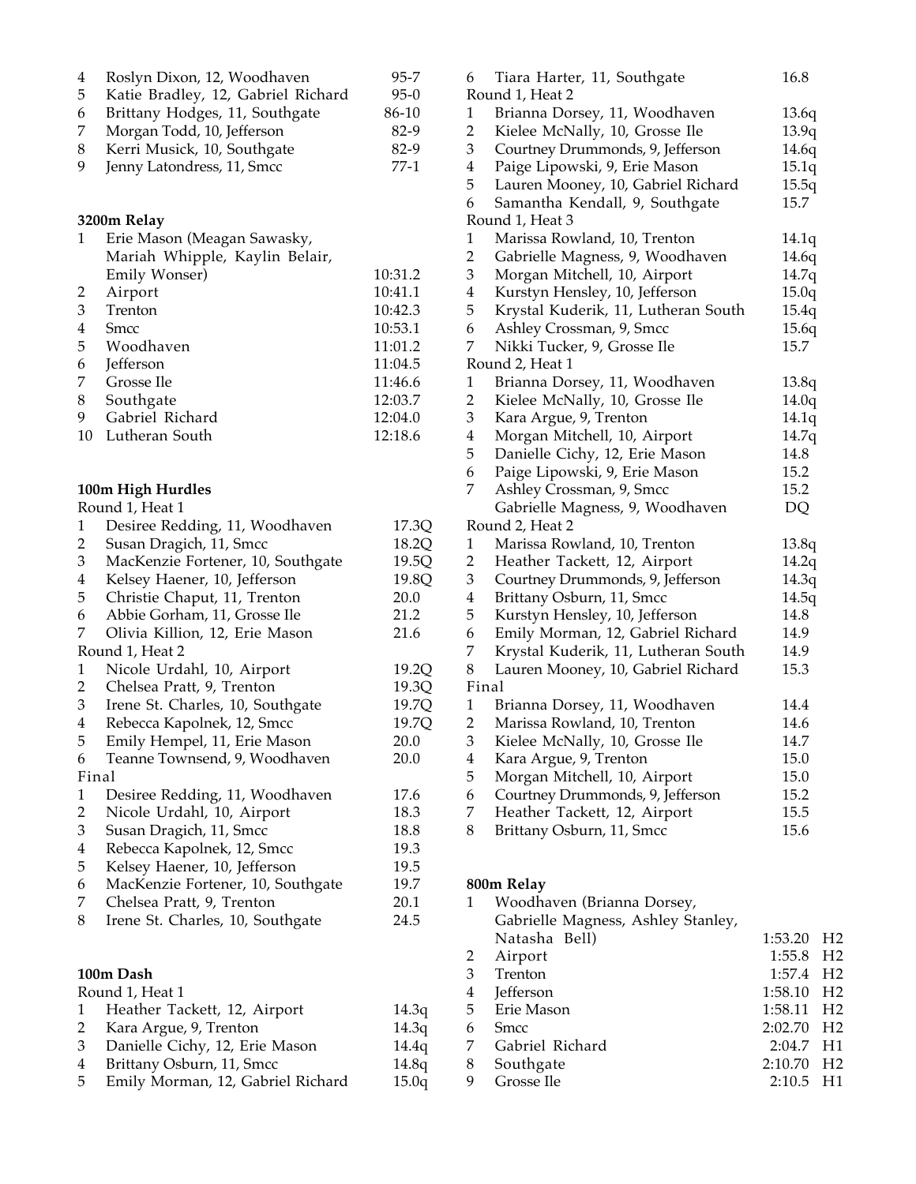| Place | Name | Mark |
|---|---|---|
| 4 | Roslyn Dixon, 12, Woodhaven | 95-7 |
| 5 | Katie Bradley, 12, Gabriel Richard | 95-0 |
| 6 | Brittany Hodges, 11, Southgate | 86-10 |
| 7 | Morgan Todd, 10, Jefferson | 82-9 |
| 8 | Kerri Musick, 10, Southgate | 82-9 |
| 9 | Jenny Latondress, 11, Smcc | 77-1 |

**3200m Relay**

| Place | Team | Time |
|---|---|---|
| 1 | Erie Mason (Meagan Sawasky, Mariah Whipple, Kaylin Belair, Emily Wonser) | 10:31.2 |
| 2 | Airport | 10:41.1 |
| 3 | Trenton | 10:42.3 |
| 4 | Smcc | 10:53.1 |
| 5 | Woodhaven | 11:01.2 |
| 6 | Jefferson | 11:04.5 |
| 7 | Grosse Ile | 11:46.6 |
| 8 | Southgate | 12:03.7 |
| 9 | Gabriel Richard | 12:04.0 |
| 10 | Lutheran South | 12:18.6 |

**100m High Hurdles**

Round 1, Heat 1

| Place | Name | Time |
|---|---|---|
| 1 | Desiree Redding, 11, Woodhaven | 17.3Q |
| 2 | Susan Dragich, 11, Smcc | 18.2Q |
| 3 | MacKenzie Fortener, 10, Southgate | 19.5Q |
| 4 | Kelsey Haener, 10, Jefferson | 19.8Q |
| 5 | Christie Chaput, 11, Trenton | 20.0 |
| 6 | Abbie Gorham, 11, Grosse Ile | 21.2 |
| 7 | Olivia Killion, 12, Erie Mason | 21.6 |

Round 1, Heat 2

| Place | Name | Time |
|---|---|---|
| 1 | Nicole Urdahl, 10, Airport | 19.2Q |
| 2 | Chelsea Pratt, 9, Trenton | 19.3Q |
| 3 | Irene St. Charles, 10, Southgate | 19.7Q |
| 4 | Rebecca Kapolnek, 12, Smcc | 19.7Q |
| 5 | Emily Hempel, 11, Erie Mason | 20.0 |
| 6 | Teanne Townsend, 9, Woodhaven | 20.0 |

Final

| Place | Name | Time |
|---|---|---|
| 1 | Desiree Redding, 11, Woodhaven | 17.6 |
| 2 | Nicole Urdahl, 10, Airport | 18.3 |
| 3 | Susan Dragich, 11, Smcc | 18.8 |
| 4 | Rebecca Kapolnek, 12, Smcc | 19.3 |
| 5 | Kelsey Haener, 10, Jefferson | 19.5 |
| 6 | MacKenzie Fortener, 10, Southgate | 19.7 |
| 7 | Chelsea Pratt, 9, Trenton | 20.1 |
| 8 | Irene St. Charles, 10, Southgate | 24.5 |

**100m Dash**

Round 1, Heat 1

| Place | Name | Time |
|---|---|---|
| 1 | Heather Tackett, 12, Airport | 14.3q |
| 2 | Kara Argue, 9, Trenton | 14.3q |
| 3 | Danielle Cichy, 12, Erie Mason | 14.4q |
| 4 | Brittany Osburn, 11, Smcc | 14.8q |
| 5 | Emily Morman, 12, Gabriel Richard | 15.0q |
| 6 | Tiara Harter, 11, Southgate | 16.8 |

Round 1, Heat 2

| Place | Name | Time |
|---|---|---|
| 1 | Brianna Dorsey, 11, Woodhaven | 13.6q |
| 2 | Kielee McNally, 10, Grosse Ile | 13.9q |
| 3 | Courtney Drummonds, 9, Jefferson | 14.6q |
| 4 | Paige Lipowski, 9, Erie Mason | 15.1q |
| 5 | Lauren Mooney, 10, Gabriel Richard | 15.5q |
| 6 | Samantha Kendall, 9, Southgate | 15.7 |

Round 1, Heat 3

| Place | Name | Time |
|---|---|---|
| 1 | Marissa Rowland, 10, Trenton | 14.1q |
| 2 | Gabrielle Magness, 9, Woodhaven | 14.6q |
| 3 | Morgan Mitchell, 10, Airport | 14.7q |
| 4 | Kurstyn Hensley, 10, Jefferson | 15.0q |
| 5 | Krystal Kuderik, 11, Lutheran South | 15.4q |
| 6 | Ashley Crossman, 9, Smcc | 15.6q |
| 7 | Nikki Tucker, 9, Grosse Ile | 15.7 |

Round 2, Heat 1

| Place | Name | Time |
|---|---|---|
| 1 | Brianna Dorsey, 11, Woodhaven | 13.8q |
| 2 | Kielee McNally, 10, Grosse Ile | 14.0q |
| 3 | Kara Argue, 9, Trenton | 14.1q |
| 4 | Morgan Mitchell, 10, Airport | 14.7q |
| 5 | Danielle Cichy, 12, Erie Mason | 14.8 |
| 6 | Paige Lipowski, 9, Erie Mason | 15.2 |
| 7 | Ashley Crossman, 9, Smcc | 15.2 |
|  | Gabrielle Magness, 9, Woodhaven | DQ |

Round 2, Heat 2

| Place | Name | Time |
|---|---|---|
| 1 | Marissa Rowland, 10, Trenton | 13.8q |
| 2 | Heather Tackett, 12, Airport | 14.2q |
| 3 | Courtney Drummonds, 9, Jefferson | 14.3q |
| 4 | Brittany Osburn, 11, Smcc | 14.5q |
| 5 | Kurstyn Hensley, 10, Jefferson | 14.8 |
| 6 | Emily Morman, 12, Gabriel Richard | 14.9 |
| 7 | Krystal Kuderik, 11, Lutheran South | 14.9 |
| 8 | Lauren Mooney, 10, Gabriel Richard | 15.3 |

Final

| Place | Name | Time |
|---|---|---|
| 1 | Brianna Dorsey, 11, Woodhaven | 14.4 |
| 2 | Marissa Rowland, 10, Trenton | 14.6 |
| 3 | Kielee McNally, 10, Grosse Ile | 14.7 |
| 4 | Kara Argue, 9, Trenton | 15.0 |
| 5 | Morgan Mitchell, 10, Airport | 15.0 |
| 6 | Courtney Drummonds, 9, Jefferson | 15.2 |
| 7 | Heather Tackett, 12, Airport | 15.5 |
| 8 | Brittany Osburn, 11, Smcc | 15.6 |

**800m Relay**

| Place | Team | Time | Heat |
|---|---|---|---|
| 1 | Woodhaven (Brianna Dorsey, Gabrielle Magness, Ashley Stanley, Natasha Bell) | 1:53.20 | H2 |
| 2 | Airport | 1:55.8 | H2 |
| 3 | Trenton | 1:57.4 | H2 |
| 4 | Jefferson | 1:58.10 | H2 |
| 5 | Erie Mason | 1:58.11 | H2 |
| 6 | Smcc | 2:02.70 | H2 |
| 7 | Gabriel Richard | 2:04.7 | H1 |
| 8 | Southgate | 2:10.70 | H2 |
| 9 | Grosse Ile | 2:10.5 | H1 |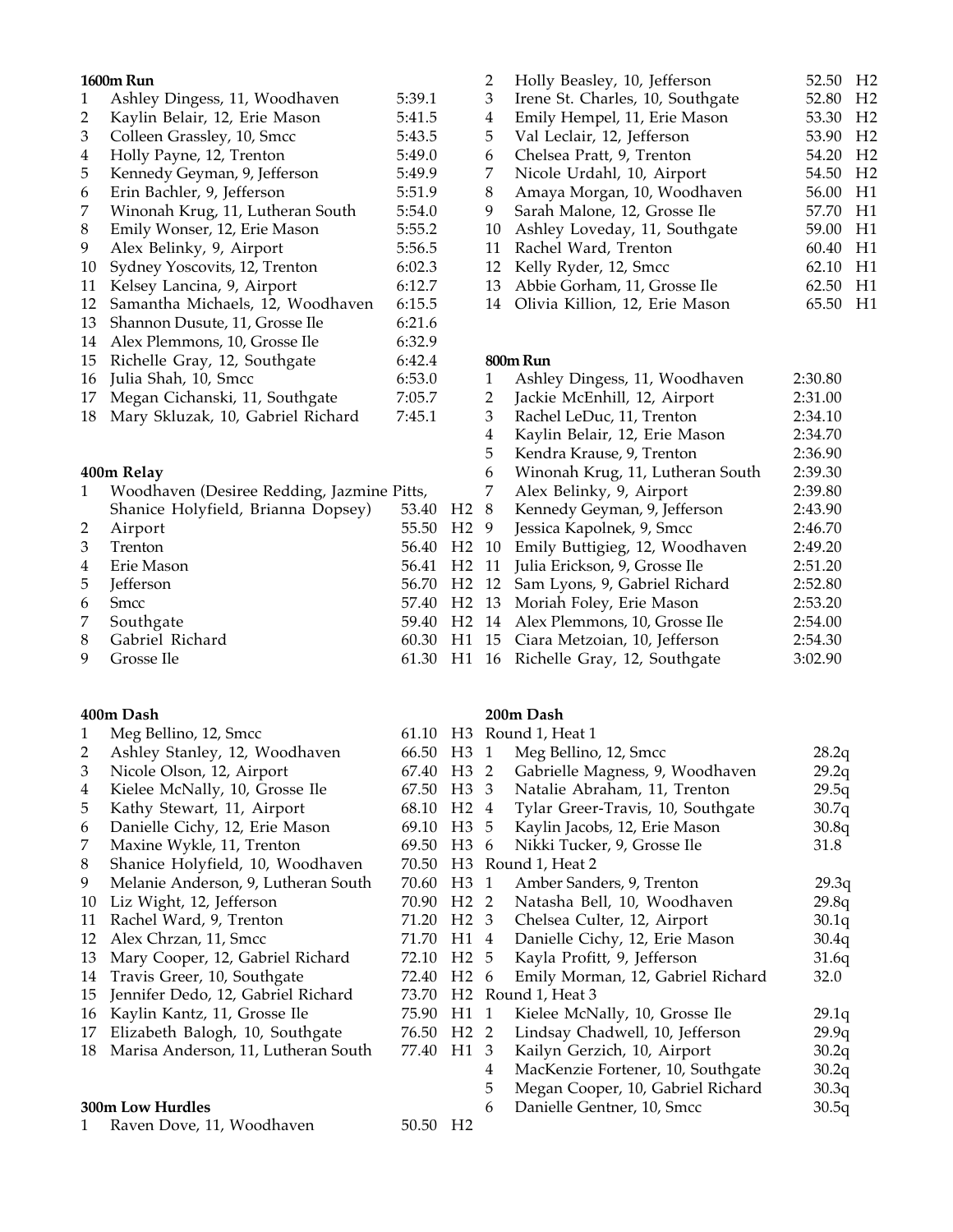**1600m Run**

| | | |
|---|---|---|
| 1 | Ashley Dingess, 11, Woodhaven | 5:39.1 |
| 2 | Kaylin Belair, 12, Erie Mason | 5:41.5 |
| 3 | Colleen Grassley, 10, Smcc | 5:43.5 |
| 4 | Holly Payne, 12, Trenton | 5:49.0 |
| 5 | Kennedy Geyman, 9, Jefferson | 5:49.9 |
| 6 | Erin Bachler, 9, Jefferson | 5:51.9 |
| 7 | Winonah Krug, 11, Lutheran South | 5:54.0 |
| 8 | Emily Wonser, 12, Erie Mason | 5:55.2 |
| 9 | Alex Belinky, 9, Airport | 5:56.5 |
| 10 | Sydney Yoscovits, 12, Trenton | 6:02.3 |
| 11 | Kelsey Lancina, 9, Airport | 6:12.7 |
| 12 | Samantha Michaels, 12, Woodhaven | 6:15.5 |
| 13 | Shannon Dusute, 11, Grosse Ile | 6:21.6 |
| 14 | Alex Plemmons, 10, Grosse Ile | 6:32.9 |
| 15 | Richelle Gray, 12, Southgate | 6:42.4 |
| 16 | Julia Shah, 10, Smcc | 6:53.0 |
| 17 | Megan Cichanski, 11, Southgate | 7:05.7 |
| 18 | Mary Skluzak, 10, Gabriel Richard | 7:45.1 |

**400m Relay**

| | | | |
|---|---|---|---|
| 1 | Woodhaven (Desiree Redding, Jazmine Pitts, Shanice Holyfield, Brianna Dopsey) | 53.40 | H2 |
| 2 | Airport | 55.50 | H2 |
| 3 | Trenton | 56.40 | H2 |
| 4 | Erie Mason | 56.41 | H2 |
| 5 | Jefferson | 56.70 | H2 |
| 6 | Smcc | 57.40 | H2 |
| 7 | Southgate | 59.40 | H2 |
| 8 | Gabriel Richard | 60.30 | H1 |
| 9 | Grosse Ile | 61.30 | H1 |

**400m Dash**

| | | | |
|---|---|---|---|
| 1 | Meg Bellino, 12, Smcc | 61.10 | H3 |
| 2 | Ashley Stanley, 12, Woodhaven | 66.50 | H3 |
| 3 | Nicole Olson, 12, Airport | 67.40 | H3 |
| 4 | Kielee McNally, 10, Grosse Ile | 67.50 | H3 |
| 5 | Kathy Stewart, 11, Airport | 68.10 | H2 |
| 6 | Danielle Cichy, 12, Erie Mason | 69.10 | H3 |
| 7 | Maxine Wykle, 11, Trenton | 69.50 | H3 |
| 8 | Shanice Holyfield, 10, Woodhaven | 70.50 | H3 |
| 9 | Melanie Anderson, 9, Lutheran South | 70.60 | H3 |
| 10 | Liz Wight, 12, Jefferson | 70.90 | H2 |
| 11 | Rachel Ward, 9, Trenton | 71.20 | H2 |
| 12 | Alex Chrzan, 11, Smcc | 71.70 | H1 |
| 13 | Mary Cooper, 12, Gabriel Richard | 72.10 | H2 |
| 14 | Travis Greer, 10, Southgate | 72.40 | H2 |
| 15 | Jennifer Dedo, 12, Gabriel Richard | 73.70 | H2 |
| 16 | Kaylin Kantz, 11, Grosse Ile | 75.90 | H1 |
| 17 | Elizabeth Balogh, 10, Southgate | 76.50 | H2 |
| 18 | Marisa Anderson, 11, Lutheran South | 77.40 | H1 |

**300m Low Hurdles**

| | | | |
|---|---|---|---|
| 1 | Raven Dove, 11, Woodhaven | 50.50 | H2 |
| 2 | Holly Beasley, 10, Jefferson | 52.50 | H2 |
| 3 | Irene St. Charles, 10, Southgate | 52.80 | H2 |
| 4 | Emily Hempel, 11, Erie Mason | 53.30 | H2 |
| 5 | Val Leclair, 12, Jefferson | 53.90 | H2 |
| 6 | Chelsea Pratt, 9, Trenton | 54.20 | H2 |
| 7 | Nicole Urdahl, 10, Airport | 54.50 | H2 |
| 8 | Amaya Morgan, 10, Woodhaven | 56.00 | H1 |
| 9 | Sarah Malone, 12, Grosse Ile | 57.70 | H1 |
| 10 | Ashley Loveday, 11, Southgate | 59.00 | H1 |
| 11 | Rachel Ward, Trenton | 60.40 | H1 |
| 12 | Kelly Ryder, 12, Smcc | 62.10 | H1 |
| 13 | Abbie Gorham, 11, Grosse Ile | 62.50 | H1 |
| 14 | Olivia Killion, 12, Erie Mason | 65.50 | H1 |

**800m Run**

| | | |
|---|---|---|
| 1 | Ashley Dingess, 11, Woodhaven | 2:30.80 |
| 2 | Jackie McEnhill, 12, Airport | 2:31.00 |
| 3 | Rachel LeDuc, 11, Trenton | 2:34.10 |
| 4 | Kaylin Belair, 12, Erie Mason | 2:34.70 |
| 5 | Kendra Krause, 9, Trenton | 2:36.90 |
| 6 | Winonah Krug, 11, Lutheran South | 2:39.30 |
| 7 | Alex Belinky, 9, Airport | 2:39.80 |
| 8 | Kennedy Geyman, 9, Jefferson | 2:43.90 |
| 9 | Jessica Kapolnek, 9, Smcc | 2:46.70 |
| 10 | Emily Buttigieg, 12, Woodhaven | 2:49.20 |
| 11 | Julia Erickson, 9, Grosse Ile | 2:51.20 |
| 12 | Sam Lyons, 9, Gabriel Richard | 2:52.80 |
| 13 | Moriah Foley, Erie Mason | 2:53.20 |
| 14 | Alex Plemmons, 10, Grosse Ile | 2:54.00 |
| 15 | Ciara Metzoian, 10, Jefferson | 2:54.30 |
| 16 | Richelle Gray, 12, Southgate | 3:02.90 |

**200m Dash**

Round 1, Heat 1

| | | |
|---|---|---|
| 1 | Meg Bellino, 12, Smcc | 28.2q |
| 2 | Gabrielle Magness, 9, Woodhaven | 29.2q |
| 3 | Natalie Abraham, 11, Trenton | 29.5q |
| 4 | Tylar Greer-Travis, 10, Southgate | 30.7q |
| 5 | Kaylin Jacobs, 12, Erie Mason | 30.8q |
| 6 | Nikki Tucker, 9, Grosse Ile | 31.8 |

Round 1, Heat 2

| | | |
|---|---|---|
| 1 | Amber Sanders, 9, Trenton | 29.3q |
| 2 | Natasha Bell, 10, Woodhaven | 29.8q |
| 3 | Chelsea Culter, 12, Airport | 30.1q |
| 4 | Danielle Cichy, 12, Erie Mason | 30.4q |
| 5 | Kayla Profitt, 9, Jefferson | 31.6q |
| 6 | Emily Morman, 12, Gabriel Richard | 32.0 |

Round 1, Heat 3

| | | |
|---|---|---|
| 1 | Kielee McNally, 10, Grosse Ile | 29.1q |
| 2 | Lindsay Chadwell, 10, Jefferson | 29.9q |
| 3 | Kailyn Gerzich, 10, Airport | 30.2q |
| 4 | MacKenzie Fortener, 10, Southgate | 30.2q |
| 5 | Megan Cooper, 10, Gabriel Richard | 30.3q |
| 6 | Danielle Gentner, 10, Smcc | 30.5q |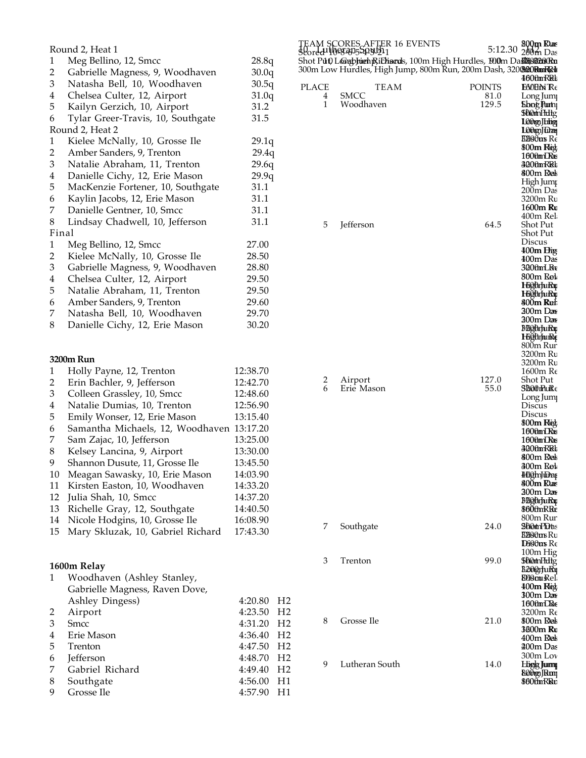Round 2, Heat 1

| Place | Name | Time |
|---|---|---|
| 1 | Meg Bellino, 12, Smcc | 28.8q |
| 2 | Gabrielle Magness, 9, Woodhaven | 30.0q |
| 3 | Natasha Bell, 10, Woodhaven | 30.5q |
| 4 | Chelsea Culter, 12, Airport | 31.0q |
| 5 | Kailyn Gerzich, 10, Airport | 31.2 |
| 6 | Tylar Greer-Travis, 10, Southgate | 31.5 |

Round 2, Heat 2

| Place | Name | Time |
|---|---|---|
| 1 | Kielee McNally, 10, Grosse Ile | 29.1q |
| 2 | Amber Sanders, 9, Trenton | 29.4q |
| 3 | Natalie Abraham, 11, Trenton | 29.6q |
| 4 | Danielle Cichy, 12, Erie Mason | 29.9q |
| 5 | MacKenzie Fortener, 10, Southgate | 31.1 |
| 6 | Kaylin Jacobs, 12, Erie Mason | 31.1 |
| 7 | Danielle Gentner, 10, Smcc | 31.1 |
| 8 | Lindsay Chadwell, 10, Jefferson | 31.1 |

Final

| Place | Name | Time |
|---|---|---|
| 1 | Meg Bellino, 12, Smcc | 27.00 |
| 2 | Kielee McNally, 10, Grosse Ile | 28.50 |
| 3 | Gabrielle Magness, 9, Woodhaven | 28.80 |
| 4 | Chelsea Culter, 12, Airport | 29.50 |
| 5 | Natalie Abraham, 11, Trenton | 29.50 |
| 6 | Amber Sanders, 9, Trenton | 29.60 |
| 7 | Natasha Bell, 10, Woodhaven | 29.70 |
| 8 | Danielle Cichy, 12, Erie Mason | 30.20 |

**3200m Run**

| Place | Name | Time |
|---|---|---|
| 1 | Holly Payne, 12, Trenton | 12:38.70 |
| 2 | Erin Bachler, 9, Jefferson | 12:42.70 |
| 3 | Colleen Grassley, 10, Smcc | 12:48.60 |
| 4 | Natalie Dumias, 10, Trenton | 12:56.90 |
| 5 | Emily Wonser, 12, Erie Mason | 13:15.40 |
| 6 | Samantha Michaels, 12, Woodhaven | 13:17.20 |
| 7 | Sam Zajac, 10, Jefferson | 13:25.00 |
| 8 | Kelsey Lancina, 9, Airport | 13:30.00 |
| 9 | Shannon Dusute, 11, Grosse Ile | 13:45.50 |
| 10 | Meagan Sawasky, 10, Erie Mason | 14:03.90 |
| 11 | Kirsten Easton, 10, Woodhaven | 14:33.20 |
| 12 | Julia Shah, 10, Smcc | 14:37.20 |
| 13 | Richelle Gray, 12, Southgate | 14:40.50 |
| 14 | Nicole Hodgins, 10, Grosse Ile | 16:08.90 |
| 15 | Mary Skluzak, 10, Gabriel Richard | 17:43.30 |

**1600m Relay**

| Place | Team | Time | Heat |
|---|---|---|---|
| 1 | Woodhaven (Ashley Stanley, Gabrielle Magness, Raven Dove, Ashley Dingess) | 4:20.80 | H2 |
| 2 | Airport | 4:23.50 | H2 |
| 3 | Smcc | 4:31.20 | H2 |
| 4 | Erie Mason | 4:36.40 | H2 |
| 5 | Trenton | 4:47.50 | H2 |
| 6 | Jefferson | 4:48.70 | H2 |
| 7 | Gabriel Richard | 4:49.40 | H2 |
| 8 | Southgate | 4:56.00 | H1 |
| 9 | Grosse Ile | 4:57.90 | H1 |

TEAM SCORES AFTER 16 EVENTS

Scored 10-8-6-5-4-3-2-1

Shot Put, Long Jump, Discus, 100m High Hurdles, 100m Dash, 3200m Relay, 300m Low Hurdles, High Jump, 800m Run, 200m Dash, 3200m Run, 1600m Relay

| PLACE | TEAM | POINTS |
|---|---|---|
| 4 | SMCC | 81.0 |
| 1 | Woodhaven | 129.5 |
| 5 | Jefferson | 64.5 |
| 2 | Airport | 127.0 |
| 6 | Erie Mason | 55.0 |
| 7 | Southgate | 24.0 |
| 3 | Trenton | 99.0 |
| 8 | Grosse Ile | 21.0 |
| 9 | Lutheran South | 14.0 |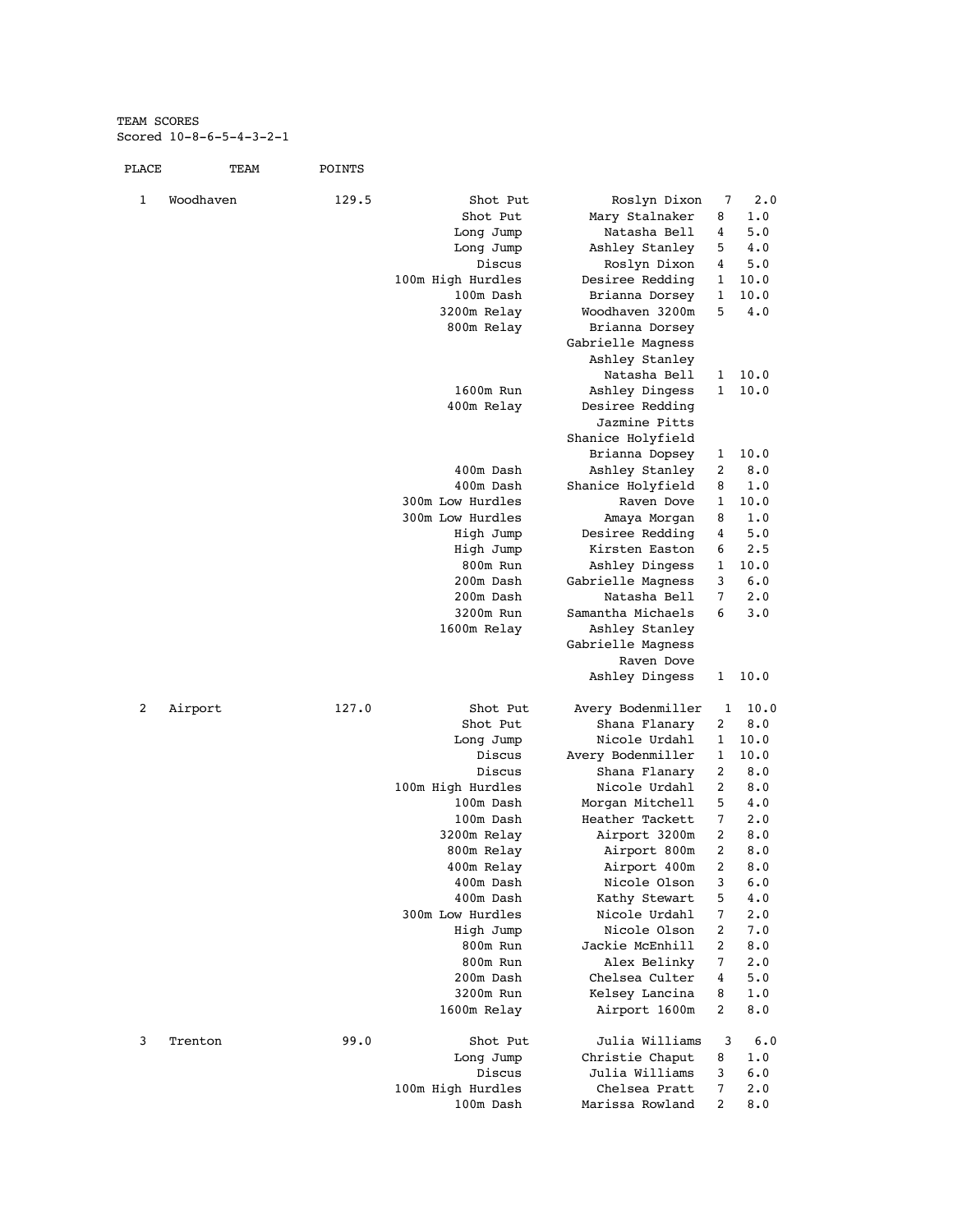TEAM SCORES
Scored 10-8-6-5-4-3-2-1

| PLACE | TEAM | POINTS | EVENT | ATHLETE | PL | PTS |
|---|---|---|---|---|---|---|
| 1 | Woodhaven | 129.5 | Shot Put | Roslyn Dixon | 7 | 2.0 |
| | | | Shot Put | Mary Stalnaker | 8 | 1.0 |
| | | | Long Jump | Natasha Bell | 4 | 5.0 |
| | | | Long Jump | Ashley Stanley | 5 | 4.0 |
| | | | Discus | Roslyn Dixon | 4 | 5.0 |
| | | | 100m High Hurdles | Desiree Redding | 1 | 10.0 |
| | | | 100m Dash | Brianna Dorsey | 1 | 10.0 |
| | | | 3200m Relay | Woodhaven 3200m | 5 | 4.0 |
| | | | 800m Relay | Brianna Dorsey | | |
| | | | | Gabrielle Magness | | |
| | | | | Ashley Stanley | | |
| | | | | Natasha Bell | 1 | 10.0 |
| | | | 1600m Run | Ashley Dingess | 1 | 10.0 |
| | | | 400m Relay | Desiree Redding | | |
| | | | | Jazmine Pitts | | |
| | | | | Shanice Holyfield | | |
| | | | | Brianna Dopsey | 1 | 10.0 |
| | | | 400m Dash | Ashley Stanley | 2 | 8.0 |
| | | | 400m Dash | Shanice Holyfield | 8 | 1.0 |
| | | | 300m Low Hurdles | Raven Dove | 1 | 10.0 |
| | | | 300m Low Hurdles | Amaya Morgan | 8 | 1.0 |
| | | | High Jump | Desiree Redding | 4 | 5.0 |
| | | | High Jump | Kirsten Easton | 6 | 2.5 |
| | | | 800m Run | Ashley Dingess | 1 | 10.0 |
| | | | 200m Dash | Gabrielle Magness | 3 | 6.0 |
| | | | 200m Dash | Natasha Bell | 7 | 2.0 |
| | | | 3200m Run | Samantha Michaels | 6 | 3.0 |
| | | | 1600m Relay | Ashley Stanley | | |
| | | | | Gabrielle Magness | | |
| | | | | Raven Dove | | |
| | | | | Ashley Dingess | 1 | 10.0 |
| 2 | Airport | 127.0 | Shot Put | Avery Bodenmiller | 1 | 10.0 |
| | | | Shot Put | Shana Flanary | 2 | 8.0 |
| | | | Long Jump | Nicole Urdahl | 1 | 10.0 |
| | | | Discus | Avery Bodenmiller | 1 | 10.0 |
| | | | Discus | Shana Flanary | 2 | 8.0 |
| | | | 100m High Hurdles | Nicole Urdahl | 2 | 8.0 |
| | | | 100m Dash | Morgan Mitchell | 5 | 4.0 |
| | | | 100m Dash | Heather Tackett | 7 | 2.0 |
| | | | 3200m Relay | Airport 3200m | 2 | 8.0 |
| | | | 800m Relay | Airport 800m | 2 | 8.0 |
| | | | 400m Relay | Airport 400m | 2 | 8.0 |
| | | | 400m Dash | Nicole Olson | 3 | 6.0 |
| | | | 400m Dash | Kathy Stewart | 5 | 4.0 |
| | | | 300m Low Hurdles | Nicole Urdahl | 7 | 2.0 |
| | | | High Jump | Nicole Olson | 2 | 7.0 |
| | | | 800m Run | Jackie McEnhill | 2 | 8.0 |
| | | | 800m Run | Alex Belinky | 7 | 2.0 |
| | | | 200m Dash | Chelsea Culter | 4 | 5.0 |
| | | | 3200m Run | Kelsey Lancina | 8 | 1.0 |
| | | | 1600m Relay | Airport 1600m | 2 | 8.0 |
| 3 | Trenton | 99.0 | Shot Put | Julia Williams | 3 | 6.0 |
| | | | Long Jump | Christie Chaput | 8 | 1.0 |
| | | | Discus | Julia Williams | 3 | 6.0 |
| | | | 100m High Hurdles | Chelsea Pratt | 7 | 2.0 |
| | | | 100m Dash | Marissa Rowland | 2 | 8.0 |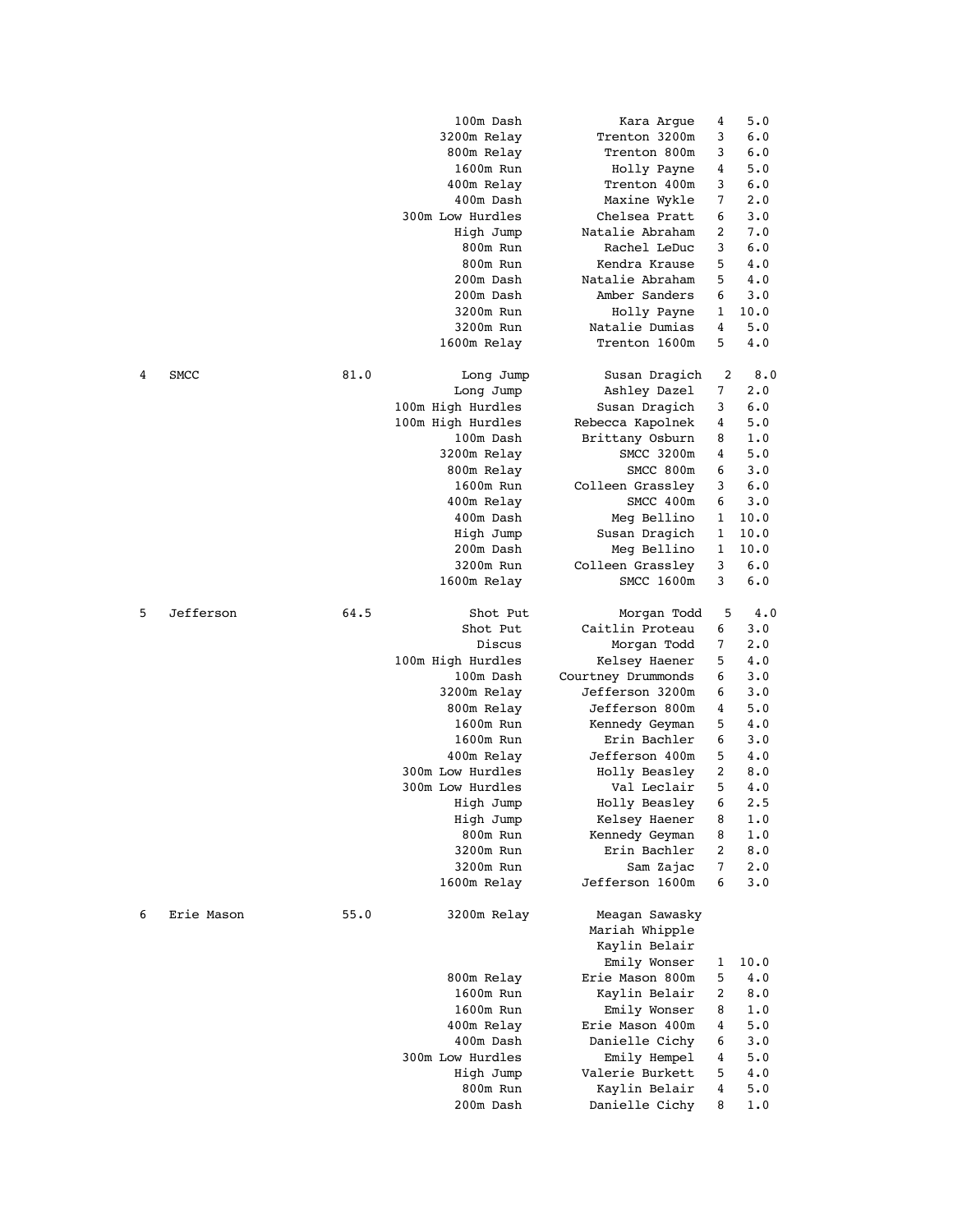| Place | Team | Points | Event | Athlete | Place | Points |
|---|---|---|---|---|---|---|
| | | | 100m Dash | Kara Argue | 4 | 5.0 |
| | | | 3200m Relay | Trenton 3200m | 3 | 6.0 |
| | | | 800m Relay | Trenton 800m | 3 | 6.0 |
| | | | 1600m Run | Holly Payne | 4 | 5.0 |
| | | | 400m Relay | Trenton 400m | 3 | 6.0 |
| | | | 400m Dash | Maxine Wykle | 7 | 2.0 |
| | | | 300m Low Hurdles | Chelsea Pratt | 6 | 3.0 |
| | | | High Jump | Natalie Abraham | 2 | 7.0 |
| | | | 800m Run | Rachel LeDuc | 3 | 6.0 |
| | | | 800m Run | Kendra Krause | 5 | 4.0 |
| | | | 200m Dash | Natalie Abraham | 5 | 4.0 |
| | | | 200m Dash | Amber Sanders | 6 | 3.0 |
| | | | 3200m Run | Holly Payne | 1 | 10.0 |
| | | | 3200m Run | Natalie Dumias | 4 | 5.0 |
| | | | 1600m Relay | Trenton 1600m | 5 | 4.0 |
| 4 | SMCC | 81.0 | Long Jump | Susan Dragich | 2 | 8.0 |
| | | | Long Jump | Ashley Dazel | 7 | 2.0 |
| | | | 100m High Hurdles | Susan Dragich | 3 | 6.0 |
| | | | 100m High Hurdles | Rebecca Kapolnek | 4 | 5.0 |
| | | | 100m Dash | Brittany Osburn | 8 | 1.0 |
| | | | 3200m Relay | SMCC 3200m | 4 | 5.0 |
| | | | 800m Relay | SMCC 800m | 6 | 3.0 |
| | | | 1600m Run | Colleen Grassley | 3 | 6.0 |
| | | | 400m Relay | SMCC 400m | 6 | 3.0 |
| | | | 400m Dash | Meg Bellino | 1 | 10.0 |
| | | | High Jump | Susan Dragich | 1 | 10.0 |
| | | | 200m Dash | Meg Bellino | 1 | 10.0 |
| | | | 3200m Run | Colleen Grassley | 3 | 6.0 |
| | | | 1600m Relay | SMCC 1600m | 3 | 6.0 |
| 5 | Jefferson | 64.5 | Shot Put | Morgan Todd | 5 | 4.0 |
| | | | Shot Put | Caitlin Proteau | 6 | 3.0 |
| | | | Discus | Morgan Todd | 7 | 2.0 |
| | | | 100m High Hurdles | Kelsey Haener | 5 | 4.0 |
| | | | 100m Dash | Courtney Drummonds | 6 | 3.0 |
| | | | 3200m Relay | Jefferson 3200m | 6 | 3.0 |
| | | | 800m Relay | Jefferson 800m | 4 | 5.0 |
| | | | 1600m Run | Kennedy Geyman | 5 | 4.0 |
| | | | 1600m Run | Erin Bachler | 6 | 3.0 |
| | | | 400m Relay | Jefferson 400m | 5 | 4.0 |
| | | | 300m Low Hurdles | Holly Beasley | 2 | 8.0 |
| | | | 300m Low Hurdles | Val Leclair | 5 | 4.0 |
| | | | High Jump | Holly Beasley | 6 | 2.5 |
| | | | High Jump | Kelsey Haener | 8 | 1.0 |
| | | | 800m Run | Kennedy Geyman | 8 | 1.0 |
| | | | 3200m Run | Erin Bachler | 2 | 8.0 |
| | | | 3200m Run | Sam Zajac | 7 | 2.0 |
| | | | 1600m Relay | Jefferson 1600m | 6 | 3.0 |
| 6 | Erie Mason | 55.0 | 3200m Relay | Meagan Sawasky<br>Mariah Whipple<br>Kaylin Belair<br>Emily Wonser | 1 | 10.0 |
| | | | 800m Relay | Erie Mason 800m | 5 | 4.0 |
| | | | 1600m Run | Kaylin Belair | 2 | 8.0 |
| | | | 1600m Run | Emily Wonser | 8 | 1.0 |
| | | | 400m Relay | Erie Mason 400m | 4 | 5.0 |
| | | | 400m Dash | Danielle Cichy | 6 | 3.0 |
| | | | 300m Low Hurdles | Emily Hempel | 4 | 5.0 |
| | | | High Jump | Valerie Burkett | 5 | 4.0 |
| | | | 800m Run | Kaylin Belair | 4 | 5.0 |
| | | | 200m Dash | Danielle Cichy | 8 | 1.0 |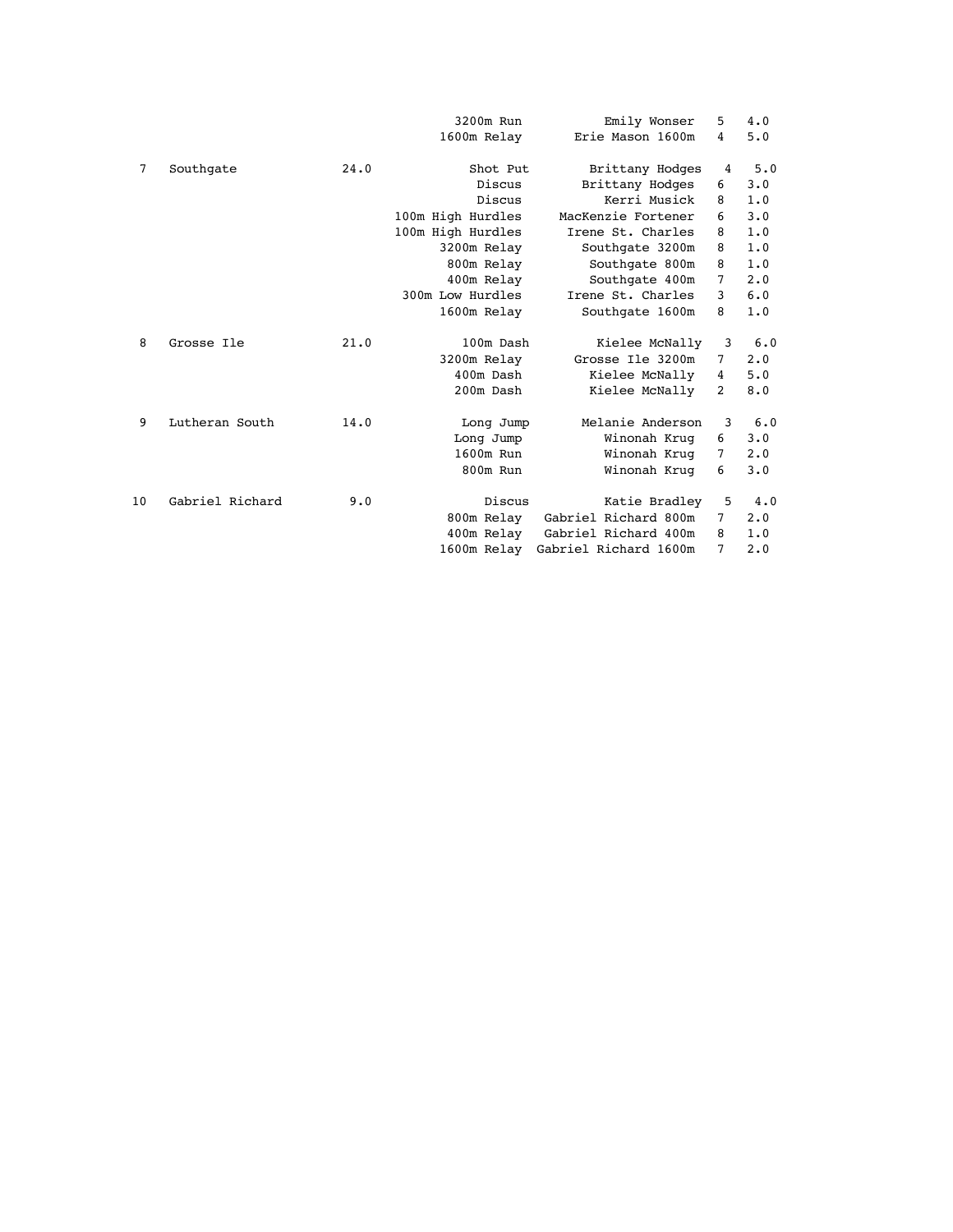| | | | | | | |
|---|---|---|---|---|---|---|
| | | | 3200m Run | Emily Wonser | 5 | 4.0 |
| | | | 1600m Relay | Erie Mason 1600m | 4 | 5.0 |
| 7 | Southgate | 24.0 | Shot Put | Brittany Hodges | 4 | 5.0 |
| | | | Discus | Brittany Hodges | 6 | 3.0 |
| | | | Discus | Kerri Musick | 8 | 1.0 |
| | | | 100m High Hurdles | MacKenzie Fortener | 6 | 3.0 |
| | | | 100m High Hurdles | Irene St. Charles | 8 | 1.0 |
| | | | 3200m Relay | Southgate 3200m | 8 | 1.0 |
| | | | 800m Relay | Southgate 800m | 8 | 1.0 |
| | | | 400m Relay | Southgate 400m | 7 | 2.0 |
| | | | 300m Low Hurdles | Irene St. Charles | 3 | 6.0 |
| | | | 1600m Relay | Southgate 1600m | 8 | 1.0 |
| 8 | Grosse Ile | 21.0 | 100m Dash | Kielee McNally | 3 | 6.0 |
| | | | 3200m Relay | Grosse Ile 3200m | 7 | 2.0 |
| | | | 400m Dash | Kielee McNally | 4 | 5.0 |
| | | | 200m Dash | Kielee McNally | 2 | 8.0 |
| 9 | Lutheran South | 14.0 | Long Jump | Melanie Anderson | 3 | 6.0 |
| | | | Long Jump | Winonah Krug | 6 | 3.0 |
| | | | 1600m Run | Winonah Krug | 7 | 2.0 |
| | | | 800m Run | Winonah Krug | 6 | 3.0 |
| 10 | Gabriel Richard | 9.0 | Discus | Katie Bradley | 5 | 4.0 |
| | | | 800m Relay | Gabriel Richard 800m | 7 | 2.0 |
| | | | 400m Relay | Gabriel Richard 400m | 8 | 1.0 |
| | | | 1600m Relay | Gabriel Richard 1600m | 7 | 2.0 |